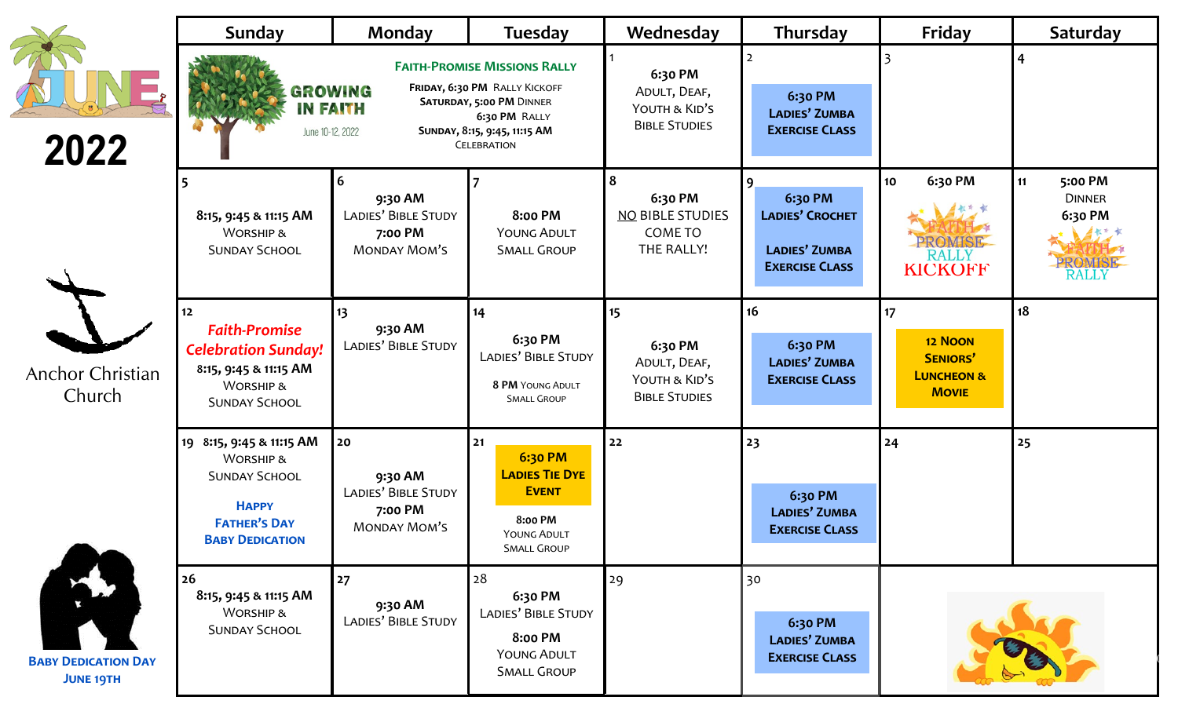# JUNE 2022

## Anchor Christian Church

| Sunday | Monday | Tuesday | Wednesday | Thursday | Friday | Saturday |
|---|---|---|---|---|---|---|
| **GROWING IN FAITH** June 10-12, 2022 | **FAITH-PROMISE MISSIONS RALLY** **FRIDAY, 6:30 PM** RALLY KICKOFF **SATURDAY, 5:00 PM** DINNER **6:30 PM** RALLY **SUNDAY, 8:15, 9:45, 11:15 AM** CELEBRATION | | 1 **6:30 PM** ADULT, DEAF, YOUTH & KID'S BIBLE STUDIES | 2 **6:30 PM LADIES' ZUMBA EXERCISE CLASS** | 3 | 4 |
| 5 **8:15, 9:45 & 11:15 AM** WORSHIP & SUNDAY SCHOOL | 6 **9:30 AM** LADIES' BIBLE STUDY **7:00 PM** MONDAY MOM'S | 7 **8:00 PM** YOUNG ADULT SMALL GROUP | 8 **6:30 PM** NO BIBLE STUDIES COME TO THE RALLY! | 9 **6:30 PM LADIES' CROCHET** **LADIES' ZUMBA EXERCISE CLASS** | 10 **6:30 PM** FAITH PROMISE RALLY KICKOFF | 11 **5:00 PM** DINNER **6:30 PM** FAITH PROMISE RALLY |
| 12 ***Faith-Promise Celebration Sunday!*** **8:15, 9:45 & 11:15 AM** WORSHIP & SUNDAY SCHOOL | 13 **9:30 AM** LADIES' BIBLE STUDY | 14 **6:30 PM** LADIES' BIBLE STUDY **8 PM** YOUNG ADULT SMALL GROUP | 15 **6:30 PM** ADULT, DEAF, YOUTH & KID'S BIBLE STUDIES | 16 **6:30 PM LADIES' ZUMBA EXERCISE CLASS** | 17 **12 NOON SENIORS' LUNCHEON & MOVIE** | 18 |
| 19 **8:15, 9:45 & 11:15 AM** WORSHIP & SUNDAY SCHOOL **HAPPY FATHER'S DAY BABY DEDICATION** | 20 **9:30 AM** LADIES' BIBLE STUDY **7:00 PM** MONDAY MOM'S | 21 **6:30 PM LADIES TIE DYE EVENT** **8:00 PM** YOUNG ADULT SMALL GROUP | 22 | 23 **6:30 PM LADIES' ZUMBA EXERCISE CLASS** | 24 | 25 |
| 26 **8:15, 9:45 & 11:15 AM** WORSHIP & SUNDAY SCHOOL | 27 **9:30 AM** LADIES' BIBLE STUDY | 28 **6:30 PM** LADIES' BIBLE STUDY **8:00 PM** YOUNG ADULT SMALL GROUP | 29 | 30 **6:30 PM LADIES' ZUMBA EXERCISE CLASS** | | |

**BABY DEDICATION DAY JUNE 19TH**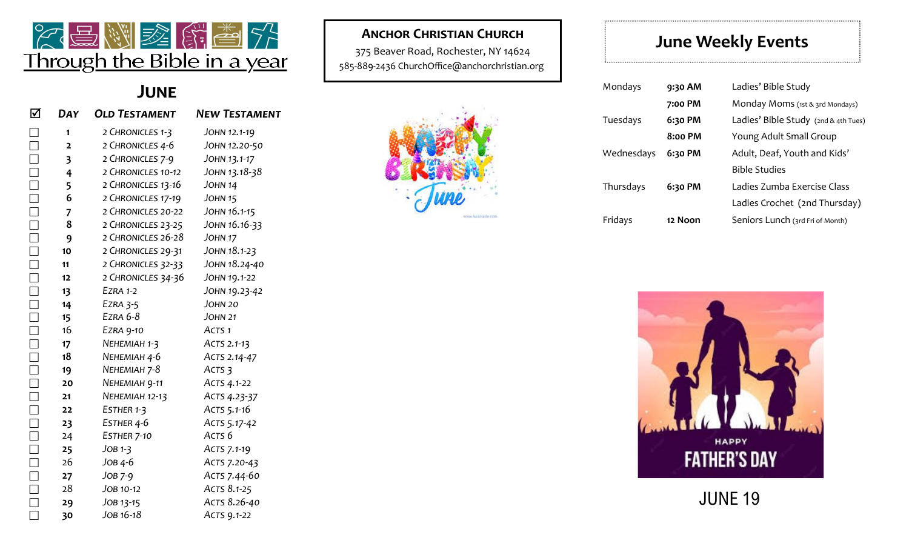# Through the Bible in a year

## June

| ☑ | Day | Old Testament | New Testament |
|---|---|---|---|
| ☐ | 1 | 2 Chronicles 1-3 | John 12.1-19 |
| ☐ | 2 | 2 Chronicles 4-6 | John 12.20-50 |
| ☐ | 3 | 2 Chronicles 7-9 | John 13.1-17 |
| ☐ | 4 | 2 Chronicles 10-12 | John 13.18-38 |
| ☐ | 5 | 2 Chronicles 13-16 | John 14 |
| ☐ | 6 | 2 Chronicles 17-19 | John 15 |
| ☐ | 7 | 2 Chronicles 20-22 | John 16.1-15 |
| ☐ | 8 | 2 Chronicles 23-25 | John 16.16-33 |
| ☐ | 9 | 2 Chronicles 26-28 | John 17 |
| ☐ | 10 | 2 Chronicles 29-31 | John 18.1-23 |
| ☐ | 11 | 2 Chronicles 32-33 | John 18.24-40 |
| ☐ | 12 | 2 Chronicles 34-36 | John 19.1-22 |
| ☐ | 13 | Ezra 1-2 | John 19.23-42 |
| ☐ | 14 | Ezra 3-5 | John 20 |
| ☐ | 15 | Ezra 6-8 | John 21 |
| ☐ | 16 | Ezra 9-10 | Acts 1 |
| ☐ | 17 | Nehemiah 1-3 | Acts 2.1-13 |
| ☐ | 18 | Nehemiah 4-6 | Acts 2.14-47 |
| ☐ | 19 | Nehemiah 7-8 | Acts 3 |
| ☐ | 20 | Nehemiah 9-11 | Acts 4.1-22 |
| ☐ | 21 | Nehemiah 12-13 | Acts 4.23-37 |
| ☐ | 22 | Esther 1-3 | Acts 5.1-16 |
| ☐ | 23 | Esther 4-6 | Acts 5.17-42 |
| ☐ | 24 | Esther 7-10 | Acts 6 |
| ☐ | 25 | Job 1-3 | Acts 7.1-19 |
| ☐ | 26 | Job 4-6 | Acts 7.20-43 |
| ☐ | 27 | Job 7-9 | Acts 7.44-60 |
| ☐ | 28 | Job 10-12 | Acts 8.1-25 |
| ☐ | 29 | Job 13-15 | Acts 8.26-40 |
| ☐ | 30 | Job 16-18 | Acts 9.1-22 |

**Anchor Christian Church**
375 Beaver Road, Rochester, NY 14624
585-889-2436 ChurchOffice@anchorchristian.org

Happy Birthday June

## June Weekly Events

| | | |
|---|---|---|
| Mondays | 9:30 AM | Ladies' Bible Study |
| | 7:00 PM | Monday Moms (1st & 3rd Mondays) |
| Tuesdays | 6:30 PM | Ladies' Bible Study (2nd & 4th Tues) |
| | 8:00 PM | Young Adult Small Group |
| Wednesdays | 6:30 PM | Adult, Deaf, Youth and Kids' Bible Studies |
| Thursdays | 6:30 PM | Ladies Zumba Exercise Class |
| | | Ladies Crochet (2nd Thursday) |
| Fridays | 12 Noon | Seniors Lunch (3rd Fri of Month) |

Happy Father's Day

JUNE 19